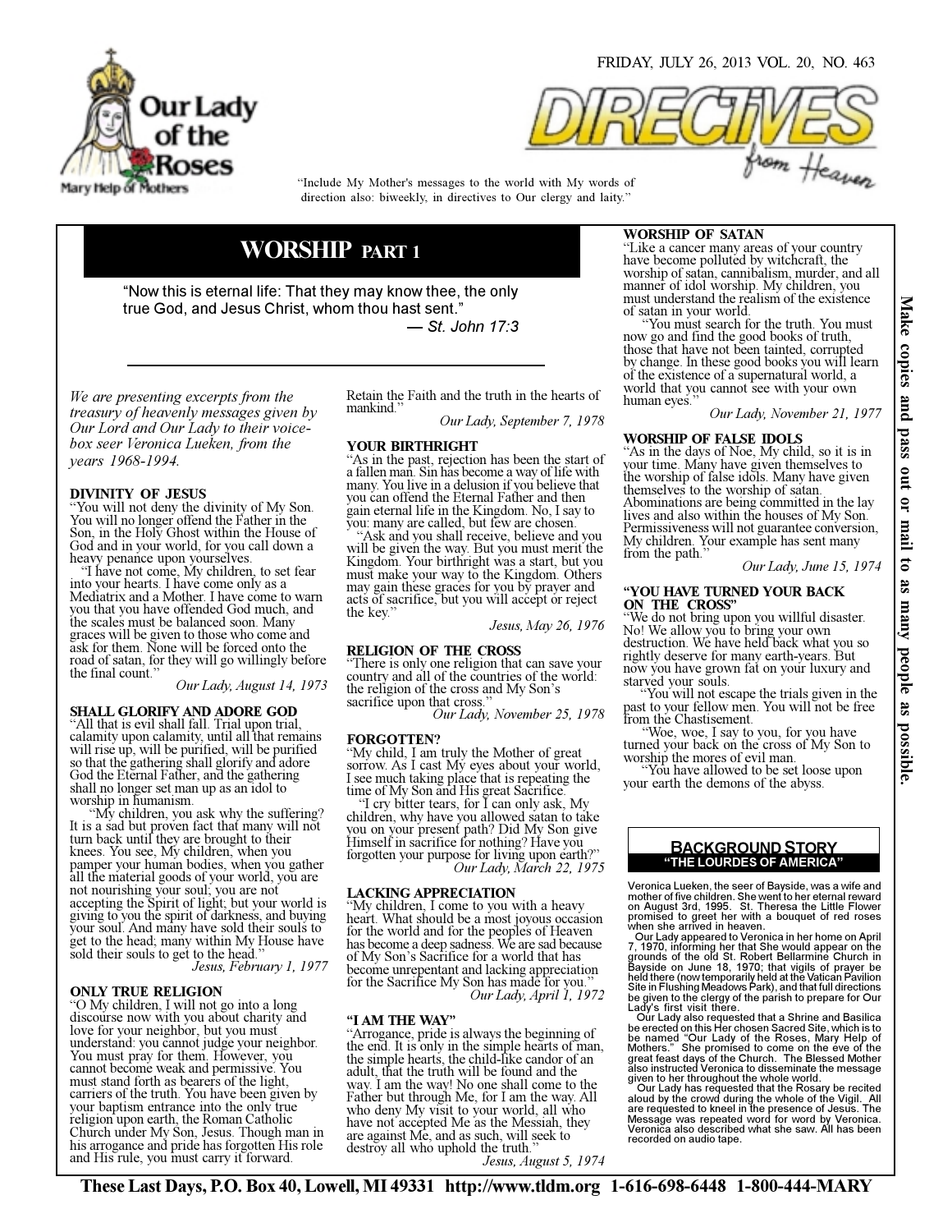Our Lady of the Roses

Mary Help of Mothers

FRIDAY, JULY 26, 2013 VOL. 20, NO. 463

# DIRECTIVES from Heaven

"Include My Mother's messages to the world with My words of direction also: biweekly, in directives to Our clergy and laity."

## WORSHIP PART 1

"Now this is eternal life: That they may know thee, the only true God, and Jesus Christ, whom thou hast sent."

— *St. John 17:3*

*We are presenting excerpts from the treasury of heavenly messages given by Our Lord and Our Lady to their voice-box seer Veronica Lueken, from the years 1968-1994.*

### DIVINITY OF JESUS

"You will not deny the divinity of My Son. You will no longer offend the Father in the Son, in the Holy Ghost within the House of God and in your world, for you call down a heavy penance upon yourselves.

"I have not come, My children, to set fear into your hearts. I have come only as a Mediatrix and a Mother. I have come to warn you that you have offended God much, and the scales must be balanced soon. Many graces will be given to those who come and ask for them. None will be forced onto the road of satan, for they will go willingly before the final count."

*Our Lady, August 14, 1973*

### SHALL GLORIFY AND ADORE GOD

"All that is evil shall fall. Trial upon trial, calamity upon calamity, until all that remains will rise up, will be purified, will be purified so that the gathering shall glorify and adore God the Eternal Father, and the gathering shall no longer set man up as an idol to worship in humanism.

"My children, you ask why the suffering? It is a sad but proven fact that many will not turn back until they are brought to their knees. You see, My children, when you pamper your human bodies, when you gather all the material goods of your world, you are not nourishing your soul; you are not accepting the Spirit of light; but your world is giving to you the spirit of darkness, and buying your soul. And many have sold their souls to get to the head; many within My House have sold their souls to get to the head."

*Jesus, February 1, 1977*

### ONLY TRUE RELIGION

"O My children, I will not go into a long discourse now with you about charity and love for your neighbor, but you must understand: you cannot judge your neighbor. You must pray for them. However, you cannot become weak and permissive. You must stand forth as bearers of the light, carriers of the truth. You have been given by your baptism entrance into the only true religion upon earth, the Roman Catholic Church under My Son, Jesus. Though man in his arrogance and pride has forgotten His role and His rule, you must carry it forward. Retain the Faith and the truth in the hearts of mankind."

*Our Lady, September 7, 1978*

### YOUR BIRTHRIGHT

"As in the past, rejection has been the start of a fallen man. Sin has become a way of life with many. You live in a delusion if you believe that you can offend the Eternal Father and then gain eternal life in the Kingdom. No, I say to you: many are called, but few are chosen.

"Ask and you shall receive, believe and you will be given the way. But you must merit the Kingdom. Your birthright was a start, but you must make your way to the Kingdom. Others may gain these graces for you by prayer and acts of sacrifice, but you will accept or reject the key."

*Jesus, May 26, 1976*

### RELIGION OF THE CROSS

"There is only one religion that can save your country and all of the countries of the world: the religion of the cross and My Son's sacrifice upon that cross."

*Our Lady, November 25, 1978*

### FORGOTTEN?

"My child, I am truly the Mother of great sorrow. As I cast My eyes about your world, I see much taking place that is repeating the time of My Son and His great Sacrifice.

"I cry bitter tears, for I can only ask, My children, why have you allowed satan to take you on your present path? Did My Son give Himself in sacrifice for nothing? Have you forgotten your purpose for living upon earth?"

*Our Lady, March 22, 1975*

### LACKING APPRECIATION

"My children, I come to you with a heavy heart. What should be a most joyous occasion for the world and for the peoples of Heaven has become a deep sadness. We are sad because of My Son's Sacrifice for a world that has become unrepentant and lacking appreciation for the Sacrifice My Son has made for you."

*Our Lady, April 1, 1972*

### "I AM THE WAY"

"Arrogance, pride is always the beginning of the end. It is only in the simple hearts of man, the simple hearts, the child-like candor of an adult, that the truth will be found and the way. I am the way! No one shall come to the Father but through Me, for I am the way. All who deny My visit to your world, all who have not accepted Me as the Messiah, they are against Me, and as such, will seek to destroy all who uphold the truth."

*Jesus, August 5, 1974*

### WORSHIP OF SATAN

"Like a cancer many areas of your country have become polluted by witchcraft, the worship of satan, cannibalism, murder, and all manner of idol worship. My children, you must understand the realism of the existence of satan in your world.

"You must search for the truth. You must now go and find the good books of truth, those that have not been tainted, corrupted by change. In these good books you will learn of the existence of a supernatural world, a world that you cannot see with your own human eyes."

*Our Lady, November 21, 1977*

### WORSHIP OF FALSE IDOLS

"As in the days of Noe, My child, so it is in your time. Many have given themselves to the worship of false idols. Many have given themselves to the worship of satan. Abominations are being committed in the lay lives and also within the houses of My Son. Permissiveness will not guarantee conversion, My children. Your example has sent many from the path."

*Our Lady, June 15, 1974*

### "YOU HAVE TURNED YOUR BACK ON THE CROSS"

"We do not bring upon you willful disaster. No! We allow you to bring your own destruction. We have held back what you so rightly deserve for many earth-years. But now you have grown fat on your luxury and starved your souls.

"You will not escape the trials given in the past to your fellow men. You will not be free from the Chastisement.

"Woe, woe, I say to you, for you have turned your back on the cross of My Son to worship the mores of evil man.

"You have allowed to be set loose upon your earth the demons of the abyss.

### BACKGROUND STORY
**"THE LOURDES OF AMERICA"**

Veronica Lueken, the seer of Bayside, was a wife and mother of five children. She went to her eternal reward on August 3rd, 1995. St. Theresa the Little Flower promised to greet her with a bouquet of red roses when she arrived in heaven.

Our Lady appeared to Veronica in her home on April 7, 1970, informing her that She would appear on the grounds of the old St. Robert Bellarmine Church in Bayside on June 18, 1970; that vigils of prayer be held there (now temporarily held at the Vatican Pavilion Site in Flushing Meadows Park), and that full directions be given to the clergy of the parish to prepare for Our Lady's first visit there.

Our Lady also requested that a Shrine and Basilica be erected on this Her chosen Sacred Site, which is to be named "Our Lady of the Roses, Mary Help of Mothers." She promised to come on the eve of the great feast days of the Church. The Blessed Mother also instructed Veronica to disseminate the message given to her throughout the whole world.

Our Lady has requested that the Rosary be recited aloud by the crowd during the whole of the Vigil. All are requested to kneel in the presence of Jesus. The Message was repeated word for word by Veronica. Veronica also described what she saw. All has been recorded on audio tape.

**Make copies and pass out or mail to as many people as possible.**

**These Last Days, P.O. Box 40, Lowell, MI 49331 http://www.tldm.org 1-616-698-6448 1-800-444-MARY**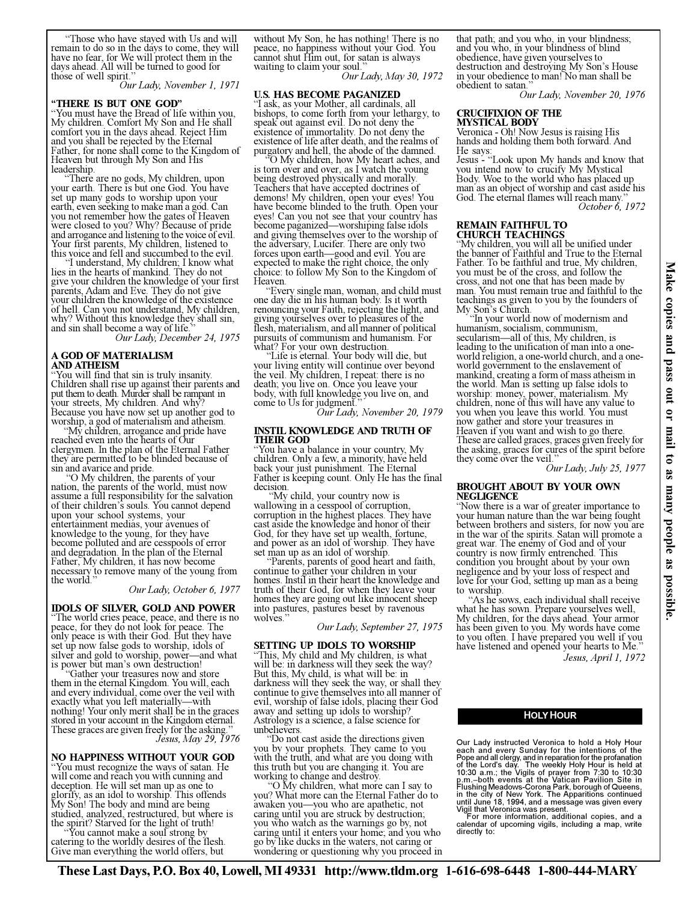"Those who have stayed with Us and will remain to do so in the days to come, they will have no fear, for We will protect them in the days ahead. All will be turned to good for those of well spirit."

*Our Lady, November 1, 1971*

### "THERE IS BUT ONE GOD"

"You must have the Bread of life within you, My children. Comfort My Son and He shall comfort you in the days ahead. Reject Him and you shall be rejected by the Eternal Father, for none shall come to the Kingdom of Heaven but through My Son and His leadership.

"There are no gods, My children, upon your earth. There is but one God. You have set up many gods to worship upon your earth, even seeking to make man a god. Can you not remember how the gates of Heaven were closed to you? Why? Because of pride and arrogance and listening to the voice of evil. Your first parents, My children, listened to this voice and fell and succumbed to the evil.

"I understand, My children; I know what lies in the hearts of mankind. They do not give your children the knowledge of your first parents, Adam and Eve. They do not give your children the knowledge of the existence of hell. Can you not understand, My children, why? Without this knowledge they shall sin, and sin shall become a way of life."

*Our Lady, December 24, 1975*

### A GOD OF MATERIALISM AND ATHEISM

"You will find that sin is truly insanity. Children shall rise up against their parents and put them to death. Murder shall be rampant in your streets, My children. And why? Because you have now set up another god to worship, a god of materialism and atheism.

"My children, arrogance and pride have reached even into the hearts of Our clergymen. In the plan of the Eternal Father they are permitted to be blinded because of sin and avarice and pride.

"O My children, the parents of your nation, the parents of the world, must now assume a full responsibility for the salvation of their children's souls. You cannot depend upon your school systems, your entertainment medias, your avenues of knowledge to the young, for they have become polluted and are cesspools of error and degradation. In the plan of the Eternal Father, My children, it has now become necessary to remove many of the young from the world."

*Our Lady, October 6, 1977*

### IDOLS OF SILVER, GOLD AND POWER

"The world cries peace, peace, and there is no peace, for they do not look for peace. The only peace is with their God. But they have set up now false gods to worship, idols of silver and gold to worship, power—and what is power but man's own destruction!

"Gather your treasures now and store them in the eternal Kingdom. You will, each and every individual, come over the veil with exactly what you left materially—with nothing! Your only merit shall be in the graces stored in your account in the Kingdom eternal. These graces are given freely for the asking."

*Jesus, May 29, 1976*

### NO HAPPINESS WITHOUT YOUR GOD

"You must recognize the ways of satan. He will come and reach you with cunning and deception. He will set man up as one to glorify, as an idol to worship. This offends My Son! The body and mind are being studied, analyzed, restructured, but where is the spirit? Starved for the light of truth!

"You cannot make a soul strong by catering to the worldly desires of the flesh. Give man everything the world offers, but without My Son, he has nothing! There is no peace, no happiness without your God. You cannot shut Him out, for satan is always waiting to claim your soul."

*Our Lady, May 30, 1972*

### U.S. HAS BECOME PAGANIZED

"I ask, as your Mother, all cardinals, all bishops, to come forth from your lethargy, to speak out against evil. Do not deny the existence of immortality. Do not deny the existence of life after death, and the realms of purgatory and hell, the abode of the damned.

"O My children, how My heart aches, and is torn over and over, as I watch the young being destroyed physically and morally. Teachers that have accepted doctrines of demons! My children, open your eyes! You have become blinded to the truth. Open your eyes! Can you not see that your country has become paganized—worshiping false idols and giving themselves over to the worship of the adversary, Lucifer. There are only two forces upon earth—good and evil. You are expected to make the right choice, the only choice: to follow My Son to the Kingdom of Heaven.

"Every single man, woman, and child must one day die in his human body. Is it worth renouncing your Faith, rejecting the light, and giving yourselves over to pleasures of the flesh, materialism, and all manner of political pursuits of communism and humanism. For what? For your own destruction.

"Life is eternal. Your body will die, but your living entity will continue over beyond the veil. My children, I repeat: there is no death; you live on. Once you leave your body, with full knowledge you live on, and come to Us for judgment."

*Our Lady, November 20, 1979*

### INSTIL KNOWLEDGE AND TRUTH OF THEIR GOD

"You have a balance in your country, My children. Only a few, a minority, have held back your just punishment. The Eternal Father is keeping count. Only He has the final decision.

"My child, your country now is wallowing in a cesspool of corruption, corruption in the highest places. They have cast aside the knowledge and honor of their God, for they have set up wealth, fortune, and power as an idol of worship. They have set man up as an idol of worship.

"Parents, parents of good heart and faith, continue to gather your children in your homes. Instil in their heart the knowledge and truth of their God, for when they leave your homes they are going out like innocent sheep into pastures, pastures beset by ravenous wolves."

*Our Lady, September 27, 1975*

### SETTING UP IDOLS TO WORSHIP

"This, My child and My children, is what will be: in darkness will they seek the way? But this, My child, is what will be: in darkness will they seek the way, or shall they continue to give themselves into all manner of evil, worship of false idols, placing their God away and setting up idols to worship? Astrology is a science, a false science for unbelievers.

"Do not cast aside the directions given you by your prophets. They came to you with the truth, and what are you doing with this truth but you are changing it. You are working to change and destroy.

"O My children, what more can I say to you? What more can the Eternal Father do to awaken you—you who are apathetic, not caring until you are struck by destruction; you who watch as the warnings go by, not caring until it enters your home; and you who go by like ducks in the waters, not caring or wondering or questioning why you proceed in that path; and you who, in your blindness; and you who, in your blindness of blind obedience, have given yourselves to destruction and destroying My Son's House in your obedience to man! No man shall be obedient to satan."

*Our Lady, November 20, 1976*

### CRUCIFIXION OF THE MYSTICAL BODY

Veronica - Oh! Now Jesus is raising His hands and holding them both forward. And He says:

Jesus - "Look upon My hands and know that you intend now to crucify My Mystical Body. Woe to the world who has placed up man as an object of worship and cast aside his God. The eternal flames will reach many."

*October 6, 1972*

### REMAIN FAITHFUL TO CHURCH TEACHINGS

"My children, you will all be unified under the banner of Faithful and True to the Eternal Father. To be faithful and true, My children, you must be of the cross, and follow the cross, and not one that has been made by man. You must remain true and faithful to the teachings as given to you by the founders of My Son's Church.

"In your world now of modernism and humanism, socialism, communism, secularism—all of this, My children, is leading to the unification of man into a one-world religion, a one-world church, and a one-world government to the enslavement of mankind, creating a form of mass atheism in the world. Man is setting up false idols to worship: money, power, materialism. My children, none of this will have any value to you when you leave this world. You must now gather and store your treasures in Heaven if you want and wish to go there. These are called graces, graces given freely for the asking, graces for cures of the spirit before they come over the veil."

*Our Lady, July 25, 1977*

### BROUGHT ABOUT BY YOUR OWN NEGLIGENCE

"Now there is a war of greater importance to your human nature than the war being fought between brothers and sisters, for now you are in the war of the spirits. Satan will promote a great war. The enemy of God and of your country is now firmly entrenched. This condition you brought about by your own negligence and by your loss of respect and love for your God, setting up man as a being to worship.

"As he sows, each individual shall receive what he has sown. Prepare yourselves well, My children, for the days ahead. Your armor has been given to you. My words have come to you often. I have prepared you well if you have listened and opened your hearts to Me."

*Jesus, April 1, 1972*

**Make copies and pass out or mail to as many people as possible.**

### HOLY HOUR

Our Lady instructed Veronica to hold a Holy Hour each and every Sunday for the intentions of the Pope and all clergy, and in reparation for the profanation of the Lord's day. The weekly Holy Hour is held at 10:30 a.m.; the Vigils of prayer from 7:30 to 10:30 p.m.–both events at the Vatican Pavilion Site in Flushing Meadows-Corona Park, borough of Queens, in the city of New York. The Apparitions continued until June 18, 1994, and a message was given every Vigil that Veronica was present.

For more information, additional copies, and a calendar of upcoming vigils, including a map, write directly to:

**These Last Days, P.O. Box 40, Lowell, MI 49331 http://www.tldm.org 1-616-698-6448 1-800-444-MARY**